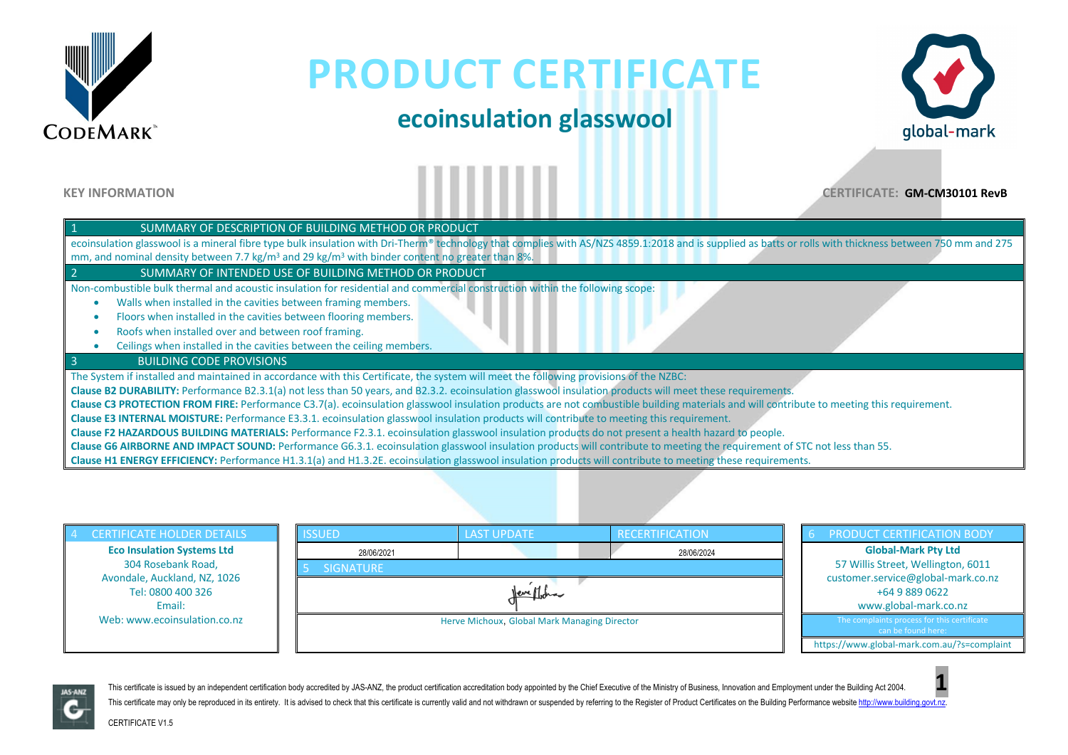# PRODUCT CERTIFICATE

## ecoinsulation glasswool

**KEY INFORMATION**

**CERTIFICATE: GM-CM30101 RevB**

### 1 SUMMARY OF DESCRIPTION OF BUILDING METHOD OR PRODUCT

ecoinsulation glasswool is a mineral fibre type bulk insulation with Dri-Therm® technology that complies with AS/NZS 4859.1:2018 and is supplied as batts or rolls with thickness between 750 mm and 275 mm, and nominal density between 7.7 kg/m³ and 29 kg/m³ with binder content no greater than 8%.

### 2 SUMMARY OF INTENDED USE OF BUILDING METHOD OR PRODUCT

Non-combustible bulk thermal and acoustic insulation for residential and commercial construction within the following scope:

- Walls when installed in the cavities between framing members.
- Floors when installed in the cavities between flooring members.
- Roofs when installed over and between roof framing.
- Ceilings when installed in the cavities between the ceiling members.

### 3 BUILDING CODE PROVISIONS

The System if installed and maintained in accordance with this Certificate, the system will meet the following provisions of the NZBC:

**Clause B2 DURABILITY:** Performance B2.3.1(a) not less than 50 years, and B2.3.2. ecoinsulation glasswool insulation products will meet these requirements.

**Clause C3 PROTECTION FROM FIRE:** Performance C3.7(a). ecoinsulation glasswool insulation products are not combustible building materials and will contribute to meeting this requirement.

**Clause E3 INTERNAL MOISTURE:** Performance E3.3.1. ecoinsulation glasswool insulation products will contribute to meeting this requirement.

**Clause F2 HAZARDOUS BUILDING MATERIALS:** Performance F2.3.1. ecoinsulation glasswool insulation products do not present a health hazard to people.

**Clause G6 AIRBORNE AND IMPACT SOUND:** Performance G6.3.1. ecoinsulation glasswool insulation products will contribute to meeting the requirement of STC not less than 55.

**Clause H1 ENERGY EFFICIENCY:** Performance H1.3.1(a) and H1.3.2E. ecoinsulation glasswool insulation products will contribute to meeting these requirements.

### 4 CERTIFICATE HOLDER DETAILS

**Eco Insulation Systems Ltd**
304 Rosebank Road,
Avondale, Auckland, NZ, 1026
Tel: 0800 400 326
Email:
Web: www.ecoinsulation.co.nz

| ISSUED | LAST UPDATE | RECERTIFICATION |
| --- | --- | --- |
| 28/06/2021 | | 28/06/2024 |

### 5 SIGNATURE

Herve Michoux, Global Mark Managing Director

### 6 PRODUCT CERTIFICATION BODY

**Global-Mark Pty Ltd**
57 Willis Street, Wellington, 6011
customer.service@global-mark.co.nz
+64 9 889 0622
www.global-mark.co.nz

The complaints process for this certificate can be found here:
https://www.global-mark.com.au/?s=complaint

This certificate is issued by an independent certification body accredited by JAS-ANZ, the product certification accreditation body appointed by the Chief Executive of the Ministry of Business, Innovation and Employment under the Building Act 2004.

This certificate may only be reproduced in its entirety. It is advised to check that this certificate is currently valid and not withdrawn or suspended by referring to the Register of Product Certificates on the Building Performance website http://www.building.govt.nz.

CERTIFICATE V1.5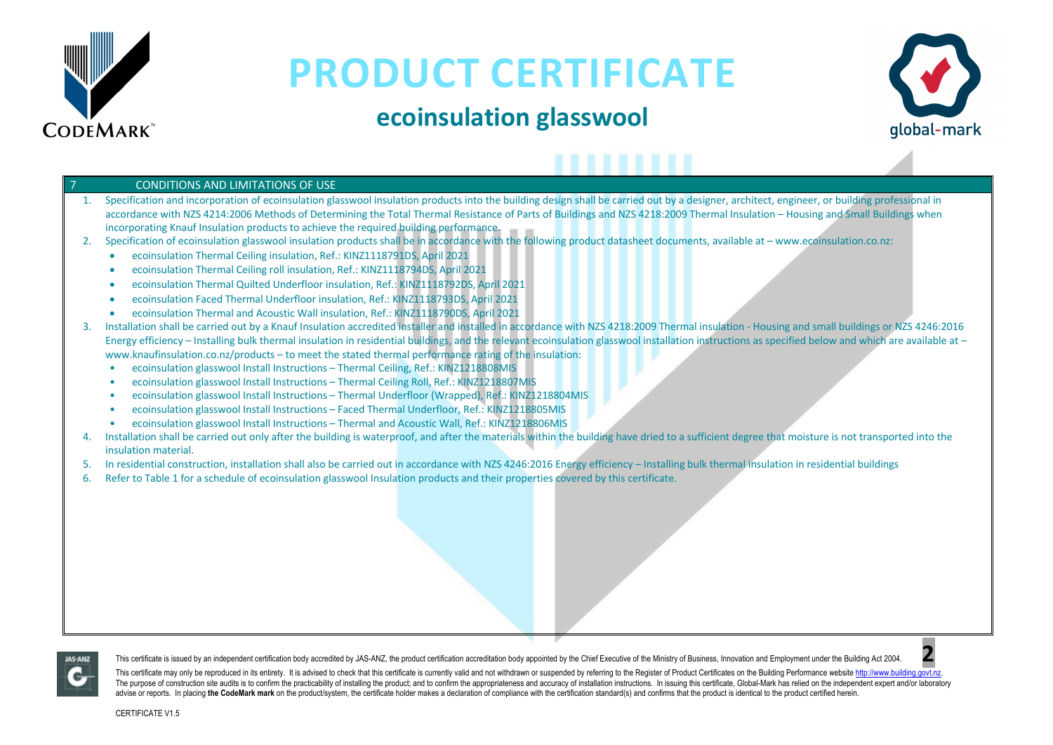# PRODUCT CERTIFICATE

## ecoinsulation glasswool

### 7 CONDITIONS AND LIMITATIONS OF USE

1. Specification and incorporation of ecoinsulation glasswool insulation products into the building design shall be carried out by a designer, architect, engineer, or building professional in accordance with NZS 4214:2006 Methods of Determining the Total Thermal Resistance of Parts of Buildings and NZS 4218:2009 Thermal Insulation – Housing and Small Buildings when incorporating Knauf Insulation products to achieve the required building performance.
2. Specification of ecoinsulation glasswool insulation products shall be in accordance with the following product datasheet documents, available at – www.ecoinsulation.co.nz:
   - ecoinsulation Thermal Ceiling insulation, Ref.: KINZ1118791DS, April 2021
   - ecoinsulation Thermal Ceiling roll insulation, Ref.: KINZ1118794DS, April 2021
   - ecoinsulation Thermal Quilted Underfloor insulation, Ref.: KINZ1118792DS, April 2021
   - ecoinsulation Faced Thermal Underfloor insulation, Ref.: KINZ1118793DS, April 2021
   - ecoinsulation Thermal and Acoustic Wall insulation, Ref.: KINZ1118790DS, April 2021
3. Installation shall be carried out by a Knauf Insulation accredited installer and installed in accordance with NZS 4218:2009 Thermal insulation - Housing and small buildings or NZS 4246:2016 Energy efficiency – Installing bulk thermal insulation in residential buildings, and the relevant ecoinsulation glasswool installation instructions as specified below and which are available at – www.knaufinsulation.co.nz/products – to meet the stated thermal performance rating of the insulation:
   - ecoinsulation glasswool Install Instructions – Thermal Ceiling, Ref.: KINZ1218808MIS
   - ecoinsulation glasswool Install Instructions – Thermal Ceiling Roll, Ref.: KINZ1218807MIS
   - ecoinsulation glasswool Install Instructions – Thermal Underfloor (Wrapped), Ref.: KINZ1218804MIS
   - ecoinsulation glasswool Install Instructions – Faced Thermal Underfloor, Ref.: KINZ1218805MIS
   - ecoinsulation glasswool Install Instructions – Thermal and Acoustic Wall, Ref.: KINZ1218806MIS
4. Installation shall be carried out only after the building is waterproof, and after the materials within the building have dried to a sufficient degree that moisture is not transported into the insulation material.
5. In residential construction, installation shall also be carried out in accordance with NZS 4246:2016 Energy efficiency – Installing bulk thermal insulation in residential buildings
6. Refer to Table 1 for a schedule of ecoinsulation glasswool Insulation products and their properties covered by this certificate.

This certificate is issued by an independent certification body accredited by JAS-ANZ, the product certification accreditation body appointed by the Chief Executive of the Ministry of Business, Innovation and Employment under the Building Act 2004.

This certificate may only be reproduced in its entirety. It is advised to check that this certificate is currently valid and not withdrawn or suspended by referring to the Register of Product Certificates on the Building Performance website http://www.building.govt.nz. The purpose of construction site audits is to confirm the practicability of installing the product; and to confirm the appropriateness and accuracy of installation instructions. In issuing this certificate, Global-Mark has relied on the independent expert and/or laboratory advise or reports. In placing **the CodeMark mark** on the product/system, the certificate holder makes a declaration of compliance with the certification standard(s) and confirms that the product is identical to the product certified herein.

CERTIFICATE V1.5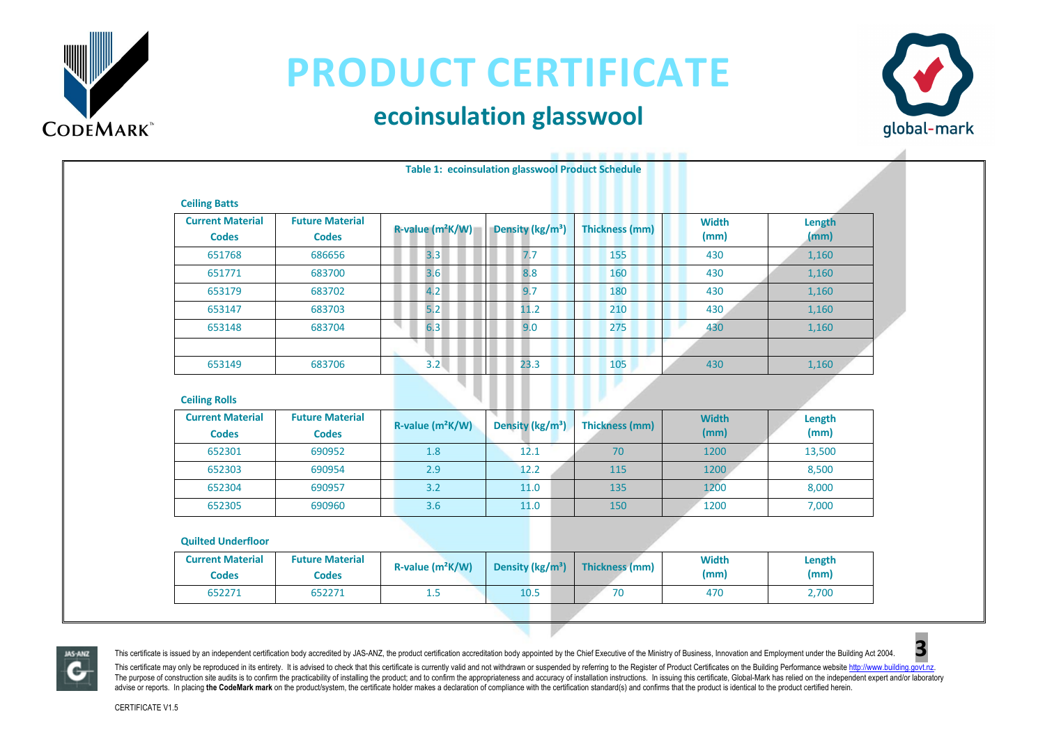# PRODUCT CERTIFICATE

## ecoinsulation glasswool

**Table 1: ecoinsulation glasswool Product Schedule**

### Ceiling Batts

| Current Material Codes | Future Material Codes | R-value ($m^2K/W$) | Density ($kg/m^3$) | Thickness (mm) | Width (mm) | Length (mm) |
|---|---|---|---|---|---|---|
| 651768 | 686656 | 3.3 | 7.7 | 155 | 430 | 1,160 |
| 651771 | 683700 | 3.6 | 8.8 | 160 | 430 | 1,160 |
| 653179 | 683702 | 4.2 | 9.7 | 180 | 430 | 1,160 |
| 653147 | 683703 | 5.2 | 11.2 | 210 | 430 | 1,160 |
| 653148 | 683704 | 6.3 | 9.0 | 275 | 430 | 1,160 |
| | | | | | | |
| 653149 | 683706 | 3.2 | 23.3 | 105 | 430 | 1,160 |

### Ceiling Rolls

| Current Material Codes | Future Material Codes | R-value ($m^2K/W$) | Density ($kg/m^3$) | Thickness (mm) | Width (mm) | Length (mm) |
|---|---|---|---|---|---|---|
| 652301 | 690952 | 1.8 | 12.1 | 70 | 1200 | 13,500 |
| 652303 | 690954 | 2.9 | 12.2 | 115 | 1200 | 8,500 |
| 652304 | 690957 | 3.2 | 11.0 | 135 | 1200 | 8,000 |
| 652305 | 690960 | 3.6 | 11.0 | 150 | 1200 | 7,000 |

### Quilted Underfloor

| Current Material Codes | Future Material Codes | R-value ($m^2K/W$) | Density ($kg/m^3$) | Thickness (mm) | Width (mm) | Length (mm) |
|---|---|---|---|---|---|---|
| 652271 | 652271 | 1.5 | 10.5 | 70 | 470 | 2,700 |

This certificate is issued by an independent certification body accredited by JAS-ANZ, the product certification accreditation body appointed by the Chief Executive of the Ministry of Business, Innovation and Employment under the Building Act 2004.

This certificate may only be reproduced in its entirety. It is advised to check that this certificate is currently valid and not withdrawn or suspended by referring to the Register of Product Certificates on the Building Performance website http://www.building.govt.nz. The purpose of construction site audits is to confirm the practicability of installing the product; and to confirm the appropriateness and accuracy of installation instructions. In issuing this certificate, Global-Mark has relied on the independent expert and/or laboratory advise or reports. In placing **the CodeMark mark** on the product/system, the certificate holder makes a declaration of compliance with the certification standard(s) and confirms that the product is identical to the product certified herein.

CERTIFICATE V1.5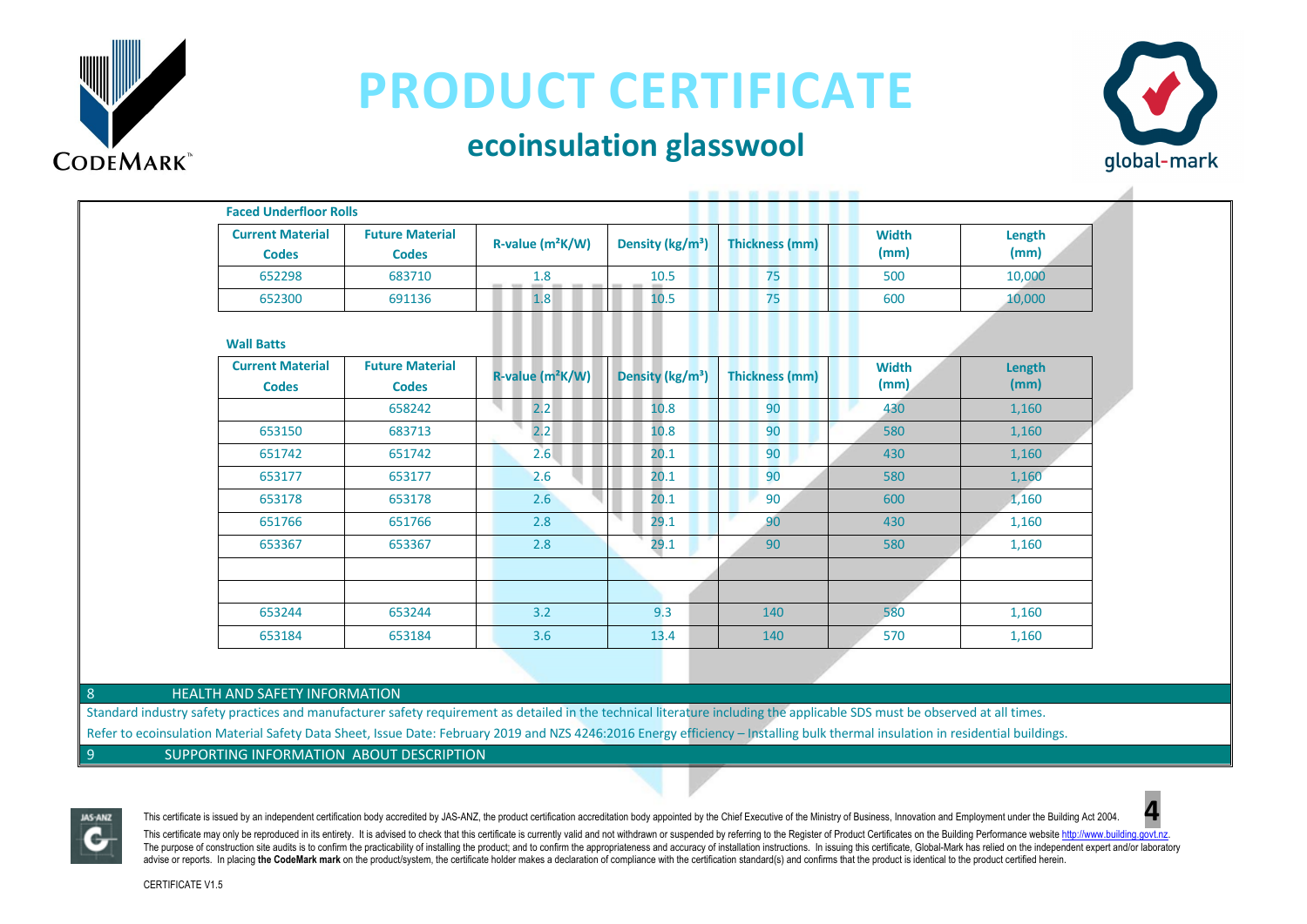# PRODUCT CERTIFICATE

## ecoinsulation glasswool

**Faced Underfloor Rolls**

| Current Material Codes | Future Material Codes | R-value ($m^2K/W$) | Density ($kg/m^3$) | Thickness (mm) | Width (mm) | Length (mm) |
|---|---|---|---|---|---|---|
| 652298 | 683710 | 1.8 | 10.5 | 75 | 500 | 10,000 |
| 652300 | 691136 | 1.8 | 10.5 | 75 | 600 | 10,000 |

**Wall Batts**

| Current Material Codes | Future Material Codes | R-value ($m^2K/W$) | Density ($kg/m^3$) | Thickness (mm) | Width (mm) | Length (mm) |
|---|---|---|---|---|---|---|
| | 658242 | 2.2 | 10.8 | 90 | 430 | 1,160 |
| 653150 | 683713 | 2.2 | 10.8 | 90 | 580 | 1,160 |
| 651742 | 651742 | 2.6 | 20.1 | 90 | 430 | 1,160 |
| 653177 | 653177 | 2.6 | 20.1 | 90 | 580 | 1,160 |
| 653178 | 653178 | 2.6 | 20.1 | 90 | 600 | 1,160 |
| 651766 | 651766 | 2.8 | 29.1 | 90 | 430 | 1,160 |
| 653367 | 653367 | 2.8 | 29.1 | 90 | 580 | 1,160 |
| | | | | | | |
| | | | | | | |
| 653244 | 653244 | 3.2 | 9.3 | 140 | 580 | 1,160 |
| 653184 | 653184 | 3.6 | 13.4 | 140 | 570 | 1,160 |

## 8 HEALTH AND SAFETY INFORMATION

Standard industry safety practices and manufacturer safety requirement as detailed in the technical literature including the applicable SDS must be observed at all times.

Refer to ecoinsulation Material Safety Data Sheet, Issue Date: February 2019 and NZS 4246:2016 Energy efficiency – Installing bulk thermal insulation in residential buildings.

## 9 SUPPORTING INFORMATION ABOUT DESCRIPTION

This certificate is issued by an independent certification body accredited by JAS-ANZ, the product certification accreditation body appointed by the Chief Executive of the Ministry of Business, Innovation and Employment under the Building Act 2004.

This certificate may only be reproduced in its entirety. It is advised to check that this certificate is currently valid and not withdrawn or suspended by referring to the Register of Product Certificates on the Building Performance website http://www.building.govt.nz. The purpose of construction site audits is to confirm the practicability of installing the product; and to confirm the appropriateness and accuracy of installation instructions. In issuing this certificate, Global-Mark has relied on the independent expert and/or laboratory advise or reports. In placing **the CodeMark mark** on the product/system, the certificate holder makes a declaration of compliance with the certification standard(s) and confirms that the product is identical to the product certified herein.

CERTIFICATE V1.5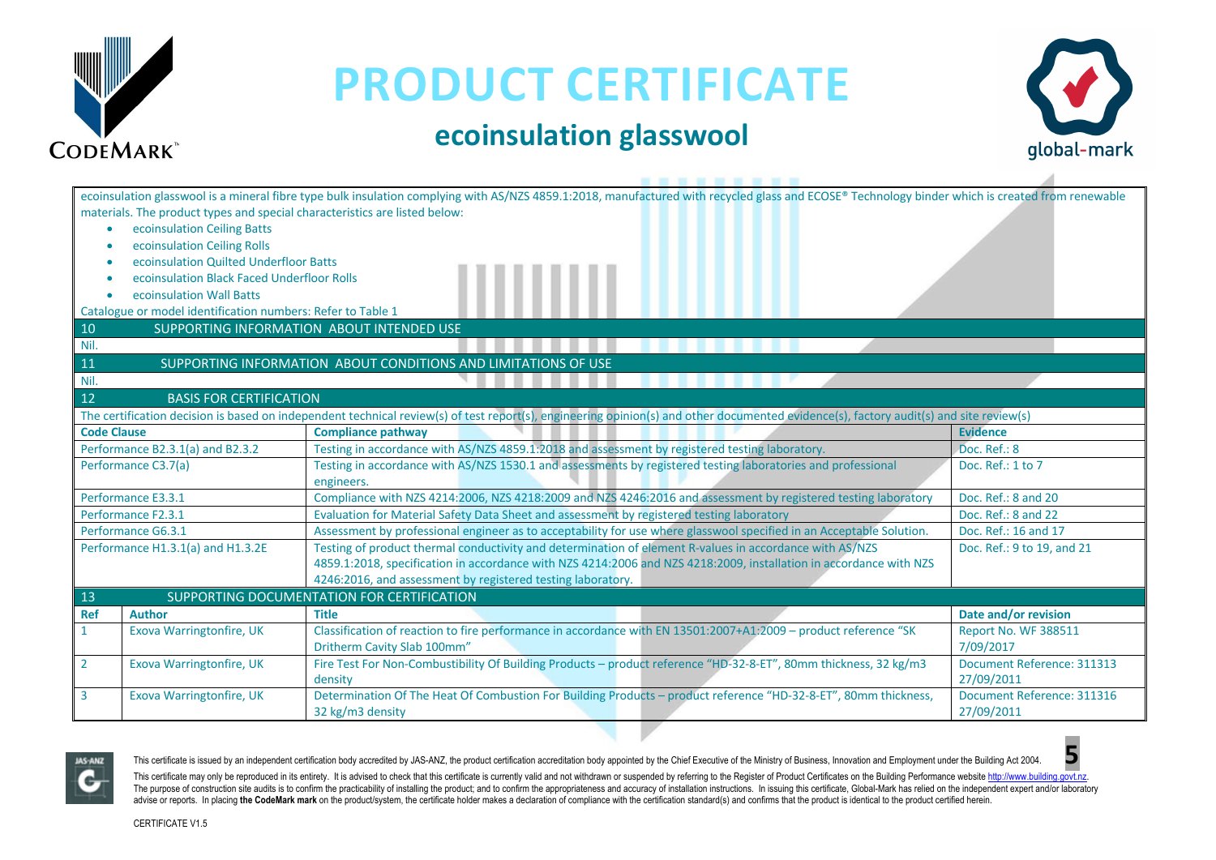# PRODUCT CERTIFICATE

## ecoinsulation glasswool

ecoinsulation glasswool is a mineral fibre type bulk insulation complying with AS/NZS 4859.1:2018, manufactured with recycled glass and ECOSE® Technology binder which is created from renewable materials. The product types and special characteristics are listed below:

- ecoinsulation Ceiling Batts
- ecoinsulation Ceiling Rolls
- ecoinsulation Quilted Underfloor Batts
- ecoinsulation Black Faced Underfloor Rolls
- ecoinsulation Wall Batts

Catalogue or model identification numbers: Refer to Table 1

### 10 SUPPORTING INFORMATION ABOUT INTENDED USE

Nil.

### 11 SUPPORTING INFORMATION ABOUT CONDITIONS AND LIMITATIONS OF USE

Nil.

### 12 BASIS FOR CERTIFICATION

The certification decision is based on independent technical review(s) of test report(s), engineering opinion(s) and other documented evidence(s), factory audit(s) and site review(s)

| Code Clause | Compliance pathway | Evidence |
|---|---|---|
| Performance B2.3.1(a) and B2.3.2 | Testing in accordance with AS/NZS 4859.1:2018 and assessment by registered testing laboratory. | Doc. Ref.: 8 |
| Performance C3.7(a) | Testing in accordance with AS/NZS 1530.1 and assessments by registered testing laboratories and professional engineers. | Doc. Ref.: 1 to 7 |
| Performance E3.3.1 | Compliance with NZS 4214:2006, NZS 4218:2009 and NZS 4246:2016 and assessment by registered testing laboratory | Doc. Ref.: 8 and 20 |
| Performance F2.3.1 | Evaluation for Material Safety Data Sheet and assessment by registered testing laboratory | Doc. Ref.: 8 and 22 |
| Performance G6.3.1 | Assessment by professional engineer as to acceptability for use where glasswool specified in an Acceptable Solution. | Doc. Ref.: 16 and 17 |
| Performance H1.3.1(a) and H1.3.2E | Testing of product thermal conductivity and determination of element R-values in accordance with AS/NZS 4859.1:2018, specification in accordance with NZS 4214:2006 and NZS 4218:2009, installation in accordance with NZS 4246:2016, and assessment by registered testing laboratory. | Doc. Ref.: 9 to 19, and 21 |

### 13 SUPPORTING DOCUMENTATION FOR CERTIFICATION

| Ref | Author | Title | Date and/or revision |
|---|---|---|---|
| 1 | Exova Warringtonfire, UK | Classification of reaction to fire performance in accordance with EN 13501:2007+A1:2009 – product reference "SK Dritherm Cavity Slab 100mm" | Report No. WF 388511 7/09/2017 |
| 2 | Exova Warringtonfire, UK | Fire Test For Non-Combustibility Of Building Products – product reference "HD-32-8-ET", 80mm thickness, 32 kg/m3 density | Document Reference: 311313 27/09/2011 |
| 3 | Exova Warringtonfire, UK | Determination Of The Heat Of Combustion For Building Products – product reference "HD-32-8-ET", 80mm thickness, 32 kg/m3 density | Document Reference: 311316 27/09/2011 |

This certificate is issued by an independent certification body accredited by JAS-ANZ, the product certification accreditation body appointed by the Chief Executive of the Ministry of Business, Innovation and Employment under the Building Act 2004.

This certificate may only be reproduced in its entirety. It is advised to check that this certificate is currently valid and not withdrawn or suspended by referring to the Register of Product Certificates on the Building Performance website http://www.building.govt.nz. The purpose of construction site audits is to confirm the practicability of installing the product; and to confirm the appropriateness and accuracy of installation instructions. In issuing this certificate, Global-Mark has relied on the independent expert and/or laboratory advise or reports. In placing **the CodeMark mark** on the product/system, the certificate holder makes a declaration of compliance with the certification standard(s) and confirms that the product is identical to the product certified herein.

CERTIFICATE V1.5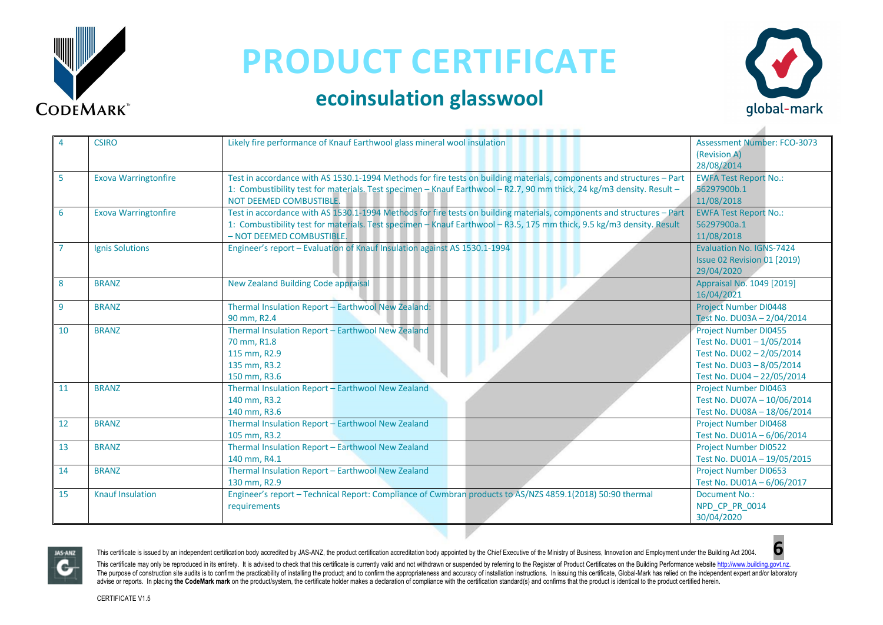# PRODUCT CERTIFICATE

## ecoinsulation glasswool

| | | | |
|---|---|---|---|
| 4 | CSIRO | Likely fire performance of Knauf Earthwool glass mineral wool insulation | Assessment Number: FCO-3073 (Revision A) 28/08/2014 |
| 5 | Exova Warringtonfire | Test in accordance with AS 1530.1-1994 Methods for fire tests on building materials, components and structures – Part 1: Combustibility test for materials. Test specimen – Knauf Earthwool – R2.7, 90 mm thick, 24 kg/m3 density. Result – NOT DEEMED COMBUSTIBLE. | EWFA Test Report No.: 56297900b.1 11/08/2018 |
| 6 | Exova Warringtonfire | Test in accordance with AS 1530.1-1994 Methods for fire tests on building materials, components and structures – Part 1: Combustibility test for materials. Test specimen – Knauf Earthwool – R3.5, 175 mm thick, 9.5 kg/m3 density. Result – NOT DEEMED COMBUSTIBLE. | EWFA Test Report No.: 56297900a.1 11/08/2018 |
| 7 | Ignis Solutions | Engineer's report – Evaluation of Knauf Insulation against AS 1530.1-1994 | Evaluation No. IGNS-7424 Issue 02 Revision 01 [2019] 29/04/2020 |
| 8 | BRANZ | New Zealand Building Code appraisal | Appraisal No. 1049 [2019] 16/04/2021 |
| 9 | BRANZ | Thermal Insulation Report – Earthwool New Zealand: 90 mm, R2.4 | Project Number DI0448 Test No. DU03A – 2/04/2014 |
| 10 | BRANZ | Thermal Insulation Report – Earthwool New Zealand 70 mm, R1.8 115 mm, R2.9 135 mm, R3.2 150 mm, R3.6 | Project Number DI0455 Test No. DU01 – 1/05/2014 Test No. DU02 – 2/05/2014 Test No. DU03 – 8/05/2014 Test No. DU04 – 22/05/2014 |
| 11 | BRANZ | Thermal Insulation Report – Earthwool New Zealand 140 mm, R3.2 140 mm, R3.6 | Project Number DI0463 Test No. DU07A – 10/06/2014 Test No. DU08A – 18/06/2014 |
| 12 | BRANZ | Thermal Insulation Report – Earthwool New Zealand 105 mm, R3.2 | Project Number DI0468 Test No. DU01A – 6/06/2014 |
| 13 | BRANZ | Thermal Insulation Report – Earthwool New Zealand 140 mm, R4.1 | Project Number DI0522 Test No. DU01A – 19/05/2015 |
| 14 | BRANZ | Thermal Insulation Report – Earthwool New Zealand 130 mm, R2.9 | Project Number DI0653 Test No. DU01A – 6/06/2017 |
| 15 | Knauf Insulation | Engineer's report – Technical Report: Compliance of Cwmbran products to AS/NZS 4859.1(2018) 50:90 thermal requirements | Document No.: NPD_CP_PR_0014 30/04/2020 |

This certificate is issued by an independent certification body accredited by JAS-ANZ, the product certification accreditation body appointed by the Chief Executive of the Ministry of Business, Innovation and Employment under the Building Act 2004.

This certificate may only be reproduced in its entirety. It is advised to check that this certificate is currently valid and not withdrawn or suspended by referring to the Register of Product Certificates on the Building Performance website http://www.building.govt.nz. The purpose of construction site audits is to confirm the practicability of installing the product; and to confirm the appropriateness and accuracy of installation instructions. In issuing this certificate, Global-Mark has relied on the independent expert and/or laboratory advise or reports. In placing **the CodeMark mark** on the product/system, the certificate holder makes a declaration of compliance with the certification standard(s) and confirms that the product is identical to the product certified herein.

CERTIFICATE V1.5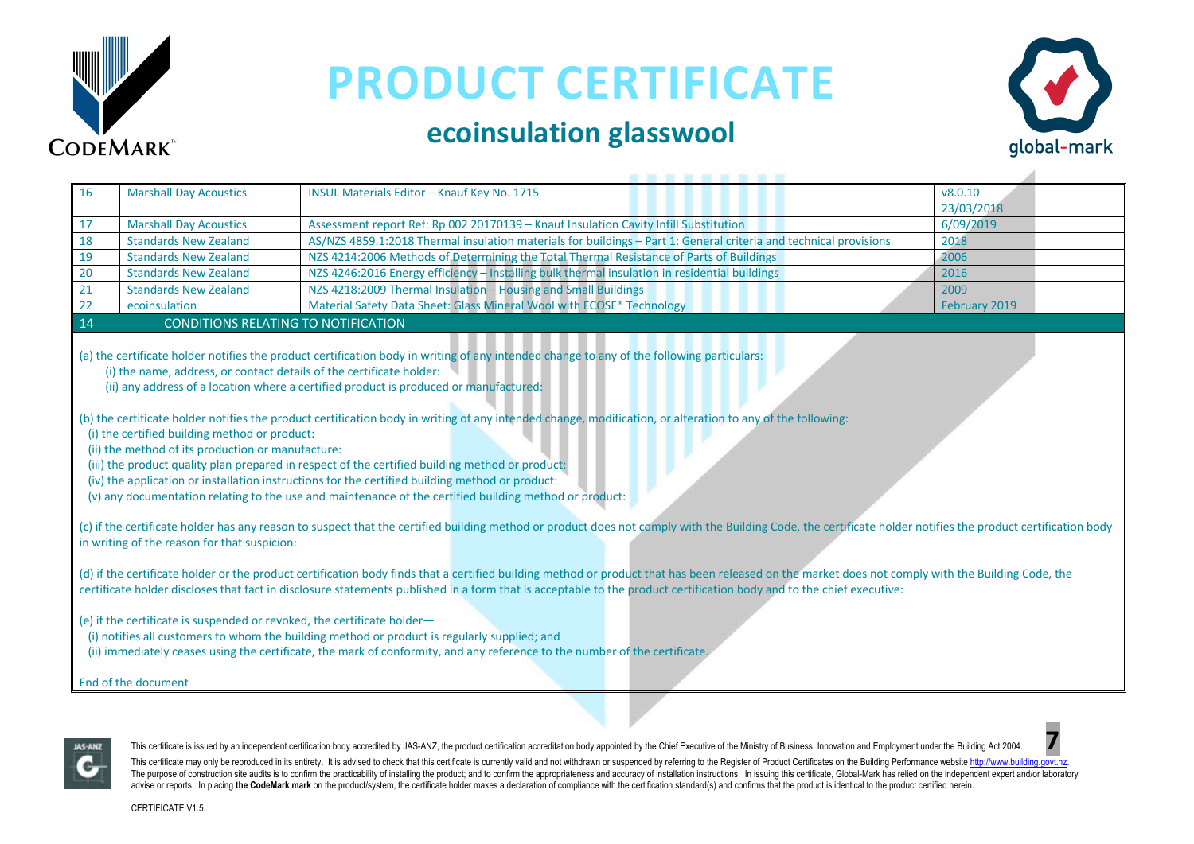# PRODUCT CERTIFICATE

## ecoinsulation glasswool

| | | | |
|---|---|---|---|
| 16 | Marshall Day Acoustics | INSUL Materials Editor – Knauf Key No. 1715 | v8.0.10 23/03/2018 |
| 17 | Marshall Day Acoustics | Assessment report Ref: Rp 002 20170139 – Knauf Insulation Cavity Infill Substitution | 6/09/2019 |
| 18 | Standards New Zealand | AS/NZS 4859.1:2018 Thermal insulation materials for buildings – Part 1: General criteria and technical provisions | 2018 |
| 19 | Standards New Zealand | NZS 4214:2006 Methods of Determining the Total Thermal Resistance of Parts of Buildings | 2006 |
| 20 | Standards New Zealand | NZS 4246:2016 Energy efficiency – Installing bulk thermal insulation in residential buildings | 2016 |
| 21 | Standards New Zealand | NZS 4218:2009 Thermal Insulation – Housing and Small Buildings | 2009 |
| 22 | ecoinsulation | Material Safety Data Sheet: Glass Mineral Wool with ECOSE® Technology | February 2019 |

## 14 CONDITIONS RELATING TO NOTIFICATION

(a) the certificate holder notifies the product certification body in writing of any intended change to any of the following particulars:

(i) the name, address, or contact details of the certificate holder:

(ii) any address of a location where a certified product is produced or manufactured:

(b) the certificate holder notifies the product certification body in writing of any intended change, modification, or alteration to any of the following:

(i) the certified building method or product:

(ii) the method of its production or manufacture:

(iii) the product quality plan prepared in respect of the certified building method or product:

(iv) the application or installation instructions for the certified building method or product:

(v) any documentation relating to the use and maintenance of the certified building method or product:

(c) if the certificate holder has any reason to suspect that the certified building method or product does not comply with the Building Code, the certificate holder notifies the product certification body in writing of the reason for that suspicion:

(d) if the certificate holder or the product certification body finds that a certified building method or product that has been released on the market does not comply with the Building Code, the certificate holder discloses that fact in disclosure statements published in a form that is acceptable to the product certification body and to the chief executive:

(e) if the certificate is suspended or revoked, the certificate holder—

(i) notifies all customers to whom the building method or product is regularly supplied; and

(ii) immediately ceases using the certificate, the mark of conformity, and any reference to the number of the certificate.

End of the document

This certificate is issued by an independent certification body accredited by JAS-ANZ, the product certification accreditation body appointed by the Chief Executive of the Ministry of Business, Innovation and Employment under the Building Act 2004.

This certificate may only be reproduced in its entirety. It is advised to check that this certificate is currently valid and not withdrawn or suspended by referring to the Register of Product Certificates on the Building Performance website http://www.building.govt.nz. The purpose of construction site audits is to confirm the practicability of installing the product; and to confirm the appropriateness and accuracy of installation instructions. In issuing this certificate, Global-Mark has relied on the independent expert and/or laboratory advise or reports. In placing **the CodeMark mark** on the product/system, the certificate holder makes a declaration of compliance with the certification standard(s) and confirms that the product is identical to the product certified herein.

CERTIFICATE V1.5